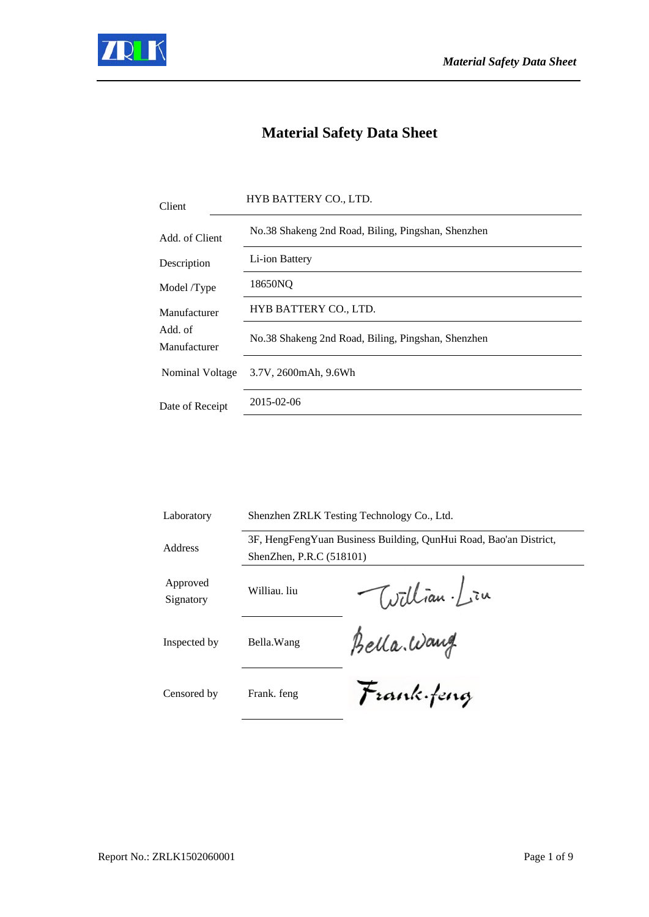# Material Safety Data Sheet

| | |
|---|---|
| Client | HYB BATTERY CO., LTD. |
| Add. of Client | No.38 Shakeng 2nd Road, Biling, Pingshan, Shenzhen |
| Description | Li-ion Battery |
| Model /Type | 18650NQ |
| Manufacturer | HYB BATTERY CO., LTD. |
| Add. of Manufacturer | No.38 Shakeng 2nd Road, Biling, Pingshan, Shenzhen |
| Nominal Voltage | 3.7V, 2600mAh, 9.6Wh |
| Date of Receipt | 2015-02-06 |

| | | |
|---|---|---|
| Laboratory | Shenzhen ZRLK Testing Technology Co., Ltd. | |
| Address | 3F, HengFengYuan Business Building, QunHui Road, Bao'an District, ShenZhen, P.R.C (518101) | |
| Approved Signatory | Williau. liu | William. Liu |
| Inspected by | Bella.Wang | Bella.Wang |
| Censored by | Frank. feng | Frank.feng |

Report No.: ZRLK1502060001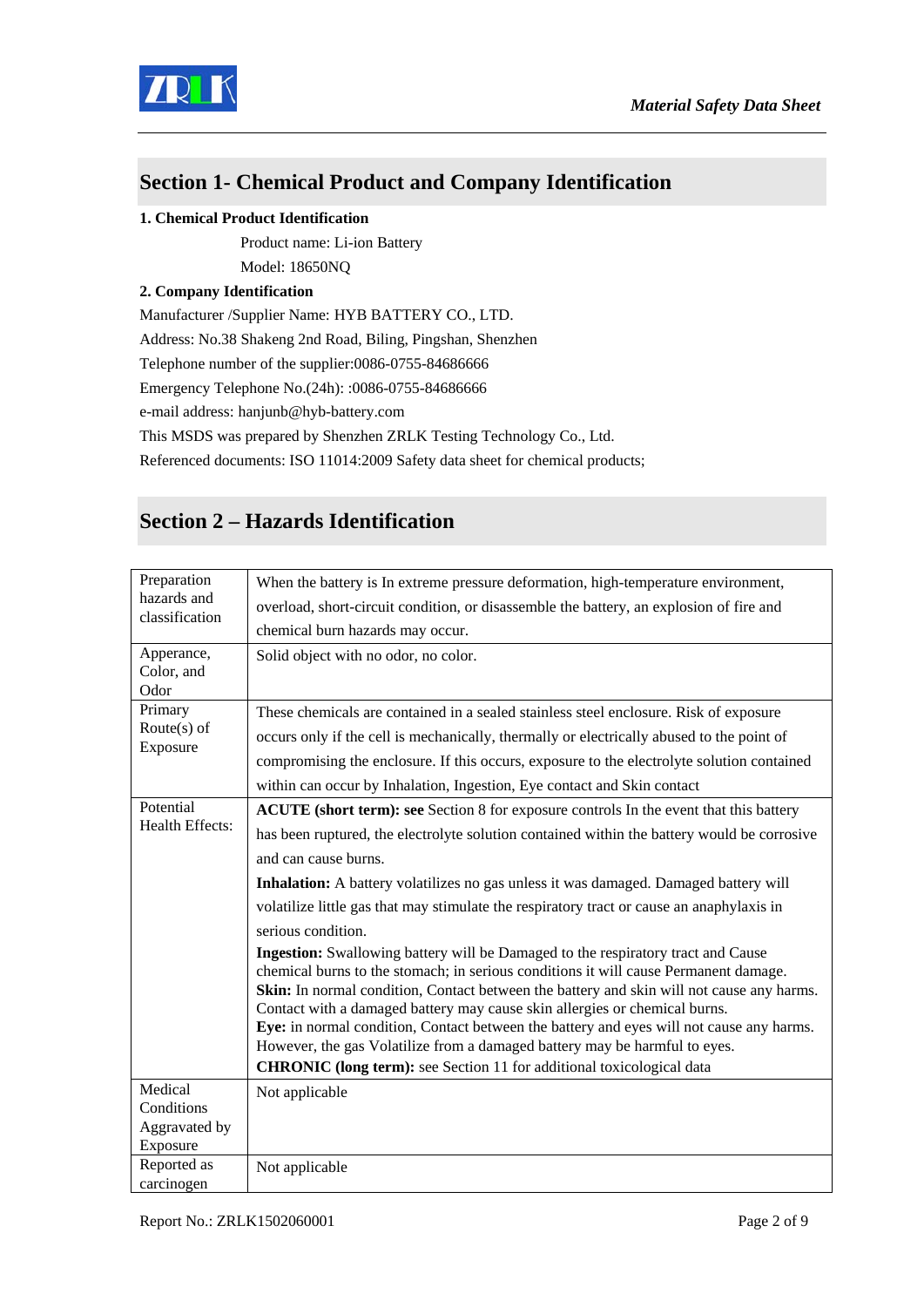## Section 1- Chemical Product and Company Identification

**1. Chemical Product Identification**

Product name: Li-ion Battery

Model: 18650NQ

**2. Company Identification**

Manufacturer /Supplier Name: HYB BATTERY CO., LTD.

Address: No.38 Shakeng 2nd Road, Biling, Pingshan, Shenzhen

Telephone number of the supplier:0086-0755-84686666

Emergency Telephone No.(24h): :0086-0755-84686666

e-mail address: hanjunb@hyb-battery.com

This MSDS was prepared by Shenzhen ZRLK Testing Technology Co., Ltd.

Referenced documents: ISO 11014:2009 Safety data sheet for chemical products;

## Section 2 – Hazards Identification

| | |
|---|---|
| Preparation hazards and classification | When the battery is In extreme pressure deformation, high-temperature environment, overload, short-circuit condition, or disassemble the battery, an explosion of fire and chemical burn hazards may occur. |
| Apperance, Color, and Odor | Solid object with no odor, no color. |
| Primary Route(s) of Exposure | These chemicals are contained in a sealed stainless steel enclosure. Risk of exposure occurs only if the cell is mechanically, thermally or electrically abused to the point of compromising the enclosure. If this occurs, exposure to the electrolyte solution contained within can occur by Inhalation, Ingestion, Eye contact and Skin contact |
| Potential Health Effects: | **ACUTE (short term): see** Section 8 for exposure controls In the event that this battery has been ruptured, the electrolyte solution contained within the battery would be corrosive and can cause burns.<br>**Inhalation:** A battery volatilizes no gas unless it was damaged. Damaged battery will volatilize little gas that may stimulate the respiratory tract or cause an anaphylaxis in serious condition.<br>**Ingestion:** Swallowing battery will be Damaged to the respiratory tract and Cause chemical burns to the stomach; in serious conditions it will cause Permanent damage.<br>**Skin:** In normal condition, Contact between the battery and skin will not cause any harms. Contact with a damaged battery may cause skin allergies or chemical burns.<br>**Eye:** in normal condition, Contact between the battery and eyes will not cause any harms. However, the gas Volatilize from a damaged battery may be harmful to eyes.<br>**CHRONIC (long term):** see Section 11 for additional toxicological data |
| Medical Conditions Aggravated by Exposure | Not applicable |
| Reported as carcinogen | Not applicable |

Report No.: ZRLK1502060001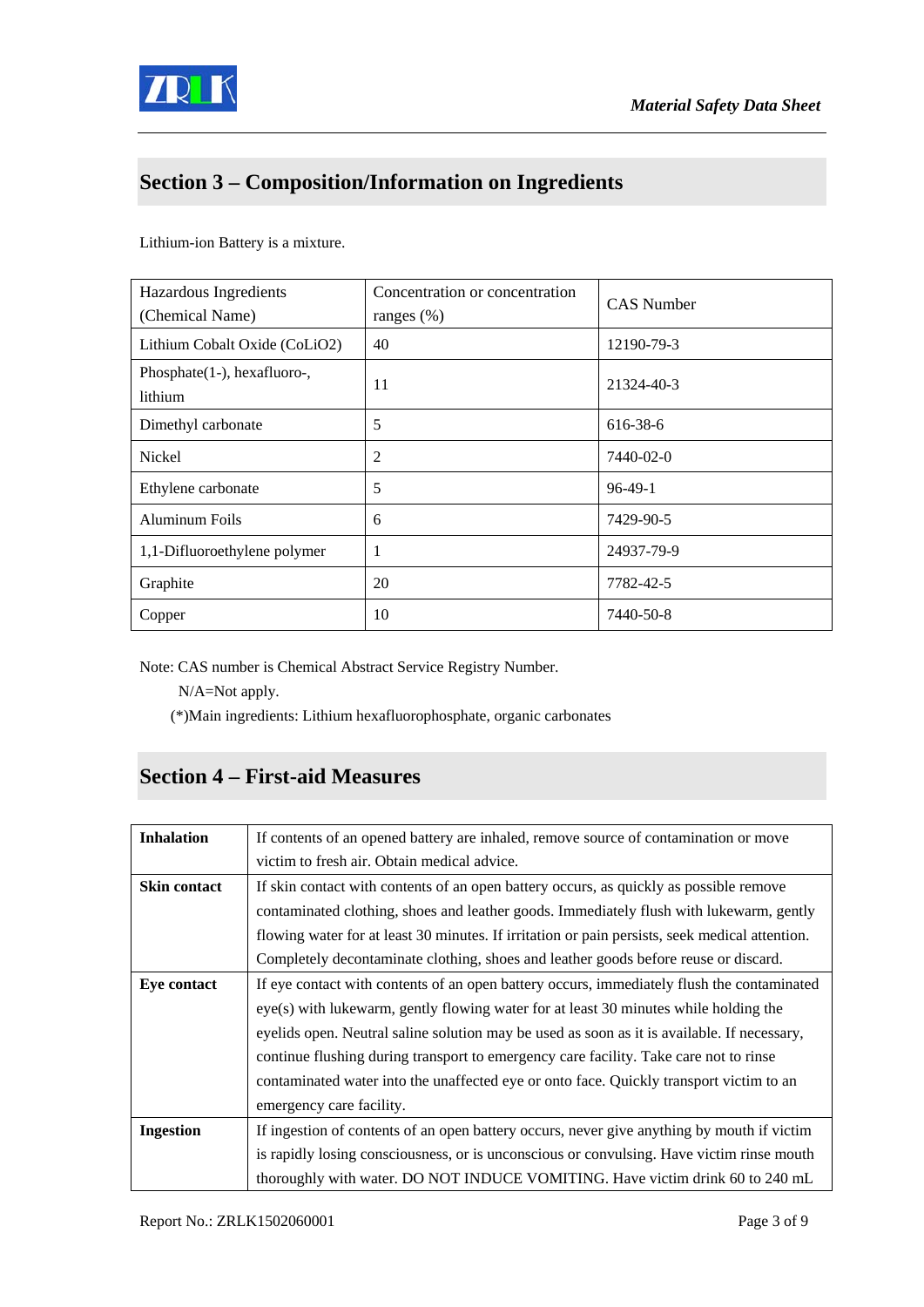## Section 3 – Composition/Information on Ingredients

Lithium-ion Battery is a mixture.

| Hazardous Ingredients (Chemical Name) | Concentration or concentration ranges (%) | CAS Number |
|---|---|---|
| Lithium Cobalt Oxide ($CoLiO_2$) | 40 | 12190-79-3 |
| Phosphate(1-), hexafluoro-, lithium | 11 | 21324-40-3 |
| Dimethyl carbonate | 5 | 616-38-6 |
| Nickel | 2 | 7440-02-0 |
| Ethylene carbonate | 5 | 96-49-1 |
| Aluminum Foils | 6 | 7429-90-5 |
| 1,1-Difluoroethylene polymer | 1 | 24937-79-9 |
| Graphite | 20 | 7782-42-5 |
| Copper | 10 | 7440-50-8 |

Note: CAS number is Chemical Abstract Service Registry Number.

N/A=Not apply.

(*)Main ingredients: Lithium hexafluorophosphate, organic carbonates

## Section 4 – First-aid Measures

| | |
|---|---|
| **Inhalation** | If contents of an opened battery are inhaled, remove source of contamination or move victim to fresh air. Obtain medical advice. |
| **Skin contact** | If skin contact with contents of an open battery occurs, as quickly as possible remove contaminated clothing, shoes and leather goods. Immediately flush with lukewarm, gently flowing water for at least 30 minutes. If irritation or pain persists, seek medical attention. Completely decontaminate clothing, shoes and leather goods before reuse or discard. |
| **Eye contact** | If eye contact with contents of an open battery occurs, immediately flush the contaminated eye(s) with lukewarm, gently flowing water for at least 30 minutes while holding the eyelids open. Neutral saline solution may be used as soon as it is available. If necessary, continue flushing during transport to emergency care facility. Take care not to rinse contaminated water into the unaffected eye or onto face. Quickly transport victim to an emergency care facility. |
| **Ingestion** | If ingestion of contents of an open battery occurs, never give anything by mouth if victim is rapidly losing consciousness, or is unconscious or convulsing. Have victim rinse mouth thoroughly with water. DO NOT INDUCE VOMITING. Have victim drink 60 to 240 mL |

Report No.: ZRLK1502060001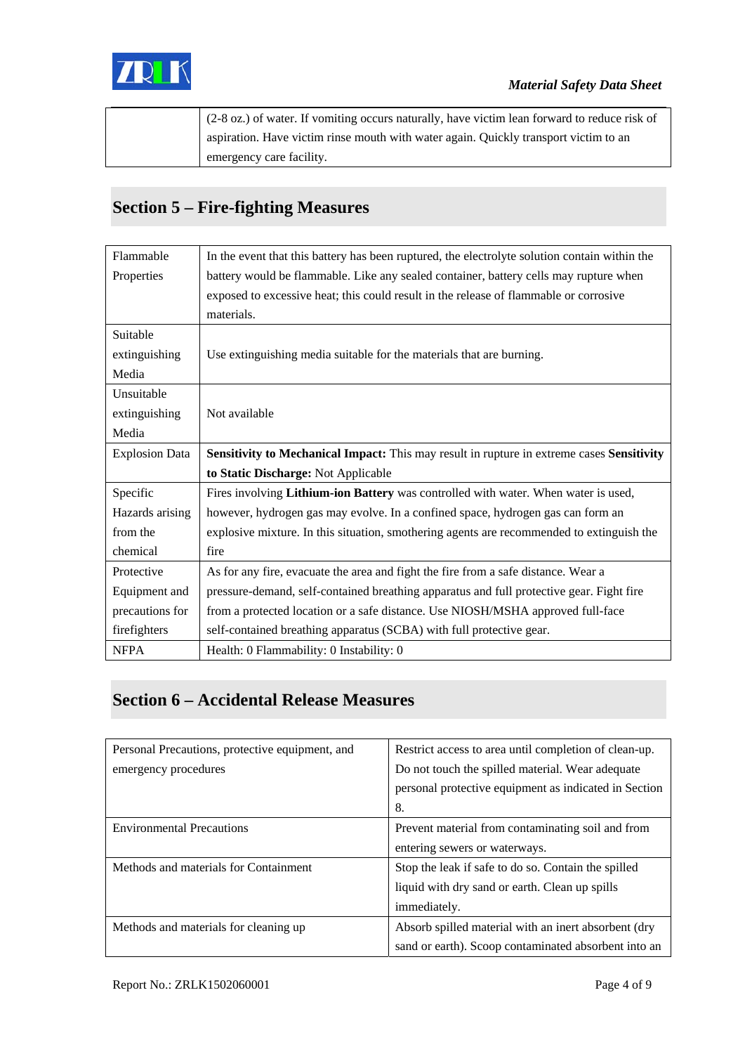| | (2-8 oz.) of water. If vomiting occurs naturally, have victim lean forward to reduce risk of aspiration. Have victim rinse mouth with water again. Quickly transport victim to an emergency care facility. |
|---|---|

## Section 5 – Fire-fighting Measures

| | |
|---|---|
| Flammable Properties | In the event that this battery has been ruptured, the electrolyte solution contain within the battery would be flammable. Like any sealed container, battery cells may rupture when exposed to excessive heat; this could result in the release of flammable or corrosive materials. |
| Suitable extinguishing Media | Use extinguishing media suitable for the materials that are burning. |
| Unsuitable extinguishing Media | Not available |
| Explosion Data | **Sensitivity to Mechanical Impact:** This may result in rupture in extreme cases **Sensitivity to Static Discharge:** Not Applicable |
| Specific Hazards arising from the chemical | Fires involving **Lithium-ion Battery** was controlled with water. When water is used, however, hydrogen gas may evolve. In a confined space, hydrogen gas can form an explosive mixture. In this situation, smothering agents are recommended to extinguish the fire |
| Protective Equipment and precautions for firefighters | As for any fire, evacuate the area and fight the fire from a safe distance. Wear a pressure-demand, self-contained breathing apparatus and full protective gear. Fight fire from a protected location or a safe distance. Use NIOSH/MSHA approved full-face self-contained breathing apparatus (SCBA) with full protective gear. |
| NFPA | Health: 0 Flammability: 0 Instability: 0 |

## Section 6 – Accidental Release Measures

| | |
|---|---|
| Personal Precautions, protective equipment, and emergency procedures | Restrict access to area until completion of clean-up. Do not touch the spilled material. Wear adequate personal protective equipment as indicated in Section 8. |
| Environmental Precautions | Prevent material from contaminating soil and from entering sewers or waterways. |
| Methods and materials for Containment | Stop the leak if safe to do so. Contain the spilled liquid with dry sand or earth. Clean up spills immediately. |
| Methods and materials for cleaning up | Absorb spilled material with an inert absorbent (dry sand or earth). Scoop contaminated absorbent into an |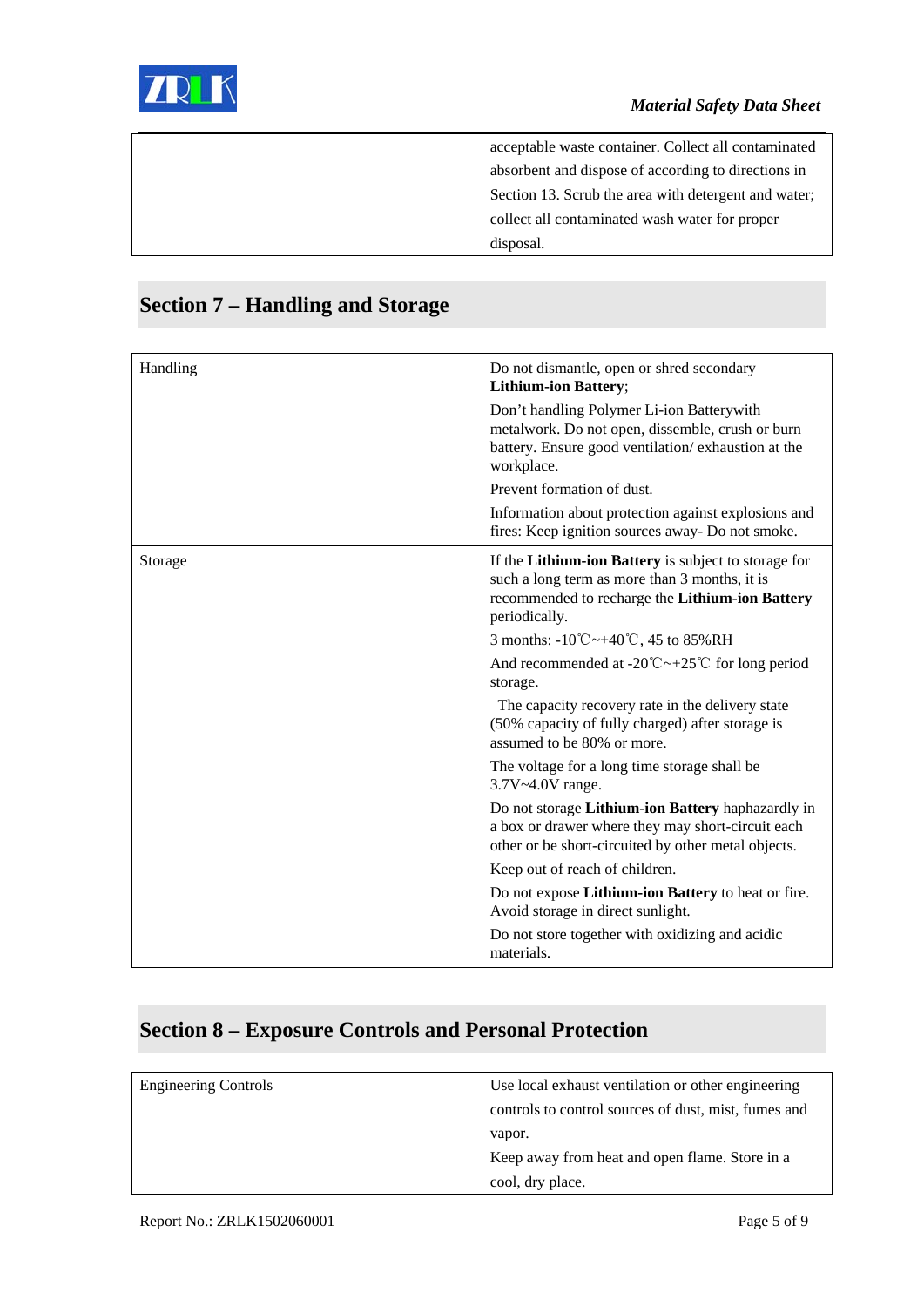| | |
|---|---|
| | acceptable waste container. Collect all contaminated absorbent and dispose of according to directions in Section 13. Scrub the area with detergent and water; collect all contaminated wash water for proper disposal. |

## Section 7 – Handling and Storage

| | |
|---|---|
| Handling | Do not dismantle, open or shred secondary **Lithium-ion Battery**;<br>Don't handling Polymer Li-ion Batterywith metalwork. Do not open, dissemble, crush or burn battery. Ensure good ventilation/ exhaustion at the workplace.<br>Prevent formation of dust.<br>Information about protection against explosions and fires: Keep ignition sources away- Do not smoke. |
| Storage | If the **Lithium-ion Battery** is subject to storage for such a long term as more than 3 months, it is recommended to recharge the **Lithium-ion Battery** periodically.<br>3 months: -10℃~+40℃, 45 to 85%RH<br>And recommended at -20℃~+25℃ for long period storage.<br>The capacity recovery rate in the delivery state (50% capacity of fully charged) after storage is assumed to be 80% or more.<br>The voltage for a long time storage shall be 3.7V~4.0V range.<br>Do not storage **Lithium-ion Battery** haphazardly in a box or drawer where they may short-circuit each other or be short-circuited by other metal objects.<br>Keep out of reach of children.<br>Do not expose **Lithium-ion Battery** to heat or fire. Avoid storage in direct sunlight.<br>Do not store together with oxidizing and acidic materials. |

## Section 8 – Exposure Controls and Personal Protection

| | |
|---|---|
| Engineering Controls | Use local exhaust ventilation or other engineering controls to control sources of dust, mist, fumes and vapor.<br>Keep away from heat and open flame. Store in a cool, dry place. |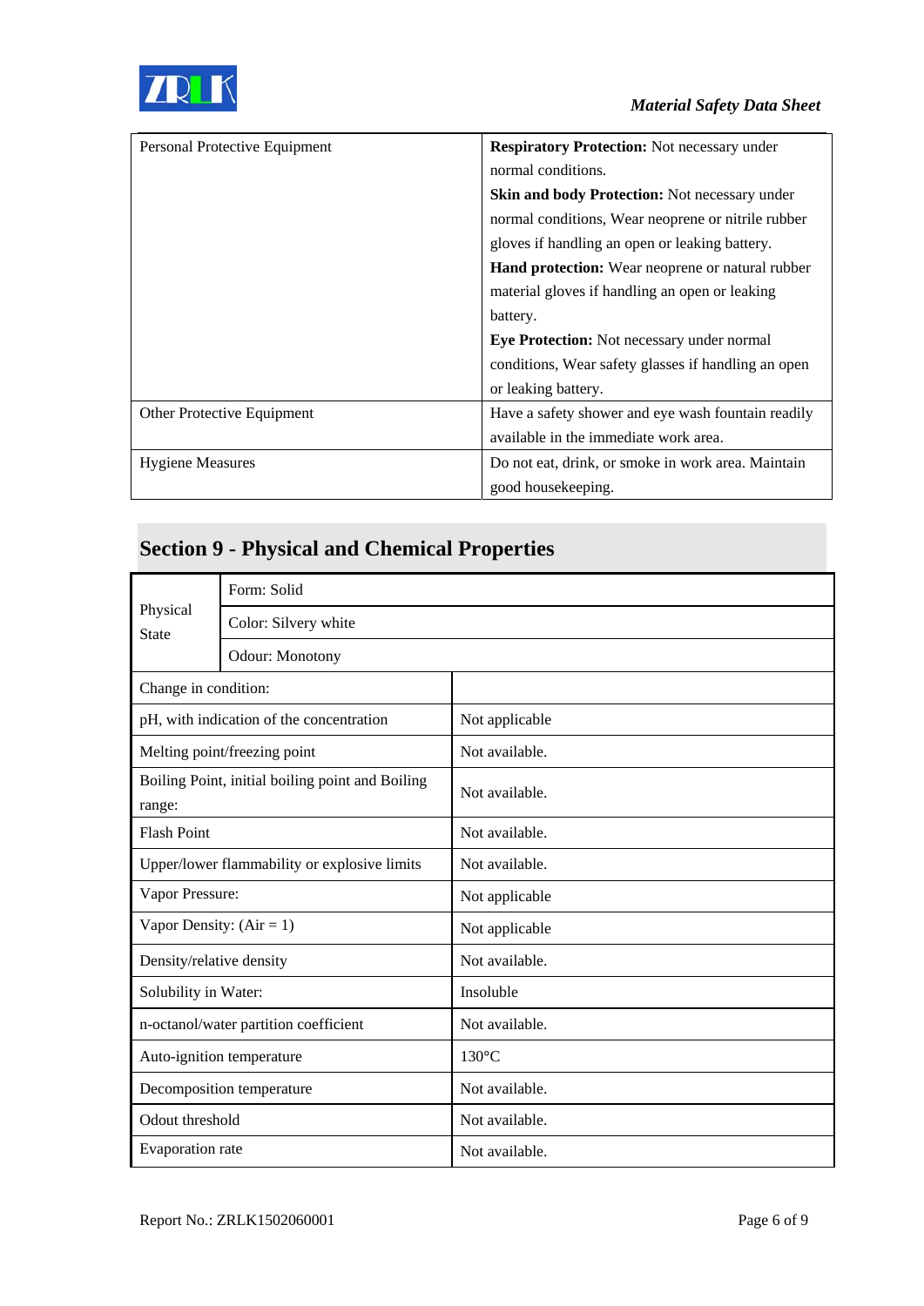| Personal Protective Equipment | **Respiratory Protection:** Not necessary under normal conditions.<br>**Skin and body Protection:** Not necessary under normal conditions, Wear neoprene or nitrile rubber gloves if handling an open or leaking battery.<br>**Hand protection:** Wear neoprene or natural rubber material gloves if handling an open or leaking battery.<br>**Eye Protection:** Not necessary under normal conditions, Wear safety glasses if handling an open or leaking battery. |
|---|---|
| Other Protective Equipment | Have a safety shower and eye wash fountain readily available in the immediate work area. |
| Hygiene Measures | Do not eat, drink, or smoke in work area. Maintain good housekeeping. |

## Section 9 - Physical and Chemical Properties

| Physical State | Form: Solid |
|---|---|
| | Color: Silvery white |
| | Odour: Monotony |
| Change in condition: | |
| pH, with indication of the concentration | Not applicable |
| Melting point/freezing point | Not available. |
| Boiling Point, initial boiling point and Boiling range: | Not available. |
| Flash Point | Not available. |
| Upper/lower flammability or explosive limits | Not available. |
| Vapor Pressure: | Not applicable |
| Vapor Density: (Air = 1) | Not applicable |
| Density/relative density | Not available. |
| Solubility in Water: | Insoluble |
| n-octanol/water partition coefficient | Not available. |
| Auto-ignition temperature | 130°C |
| Decomposition temperature | Not available. |
| Odout threshold | Not available. |
| Evaporation rate | Not available. |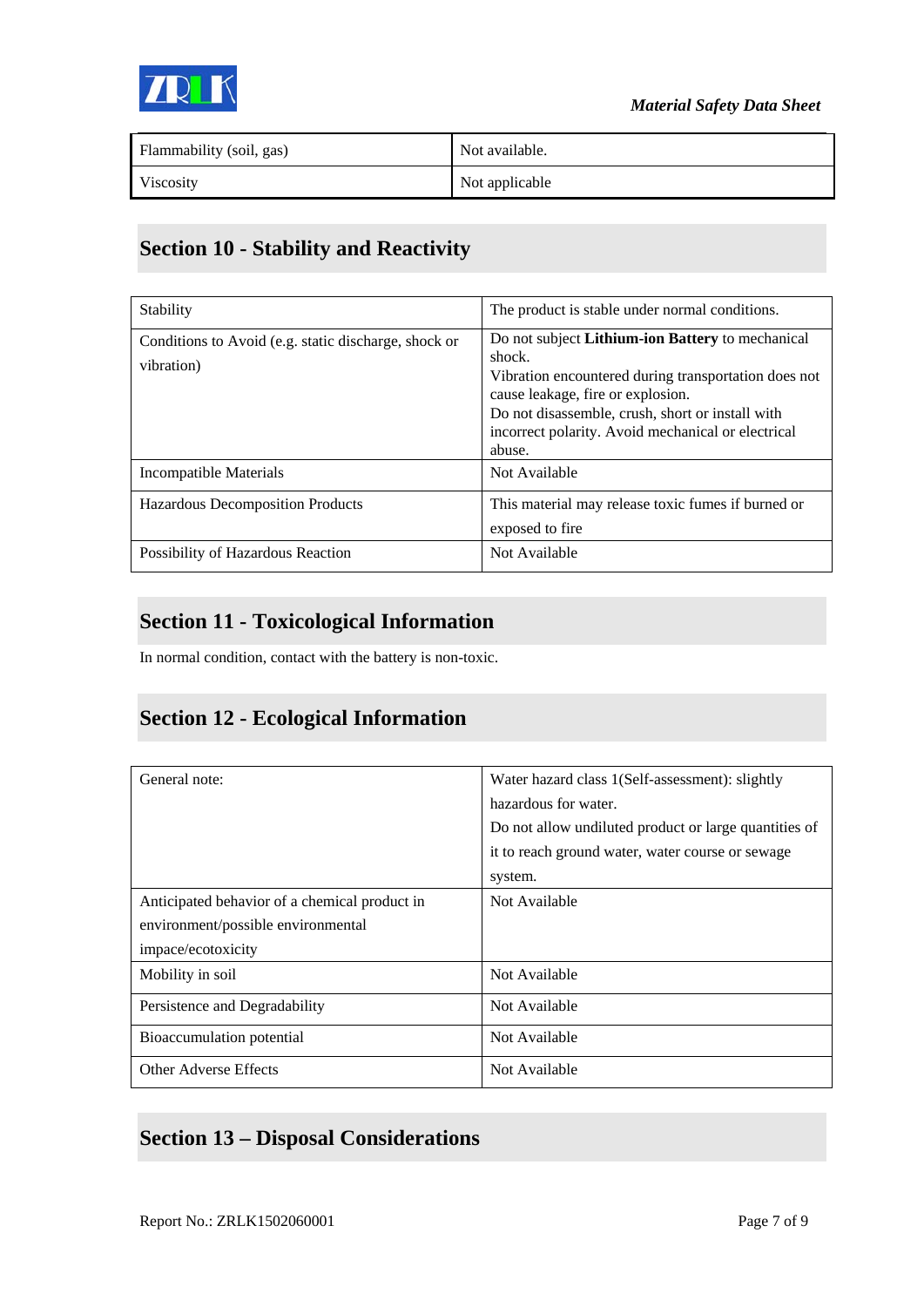| Flammability (soil, gas) | Not available. |
|---|---|
| Viscosity | Not applicable |

## Section 10 - Stability and Reactivity

| Stability | The product is stable under normal conditions. |
|---|---|
| Conditions to Avoid (e.g. static discharge, shock or vibration) | Do not subject **Lithium-ion Battery** to mechanical shock. Vibration encountered during transportation does not cause leakage, fire or explosion. Do not disassemble, crush, short or install with incorrect polarity. Avoid mechanical or electrical abuse. |
| Incompatible Materials | Not Available |
| Hazardous Decomposition Products | This material may release toxic fumes if burned or exposed to fire |
| Possibility of Hazardous Reaction | Not Available |

## Section 11 - Toxicological Information

In normal condition, contact with the battery is non-toxic.

## Section 12 - Ecological Information

| General note: | Water hazard class 1(Self-assessment): slightly hazardous for water. Do not allow undiluted product or large quantities of it to reach ground water, water course or sewage system. |
|---|---|
| Anticipated behavior of a chemical product in environment/possible environmental impace/ecotoxicity | Not Available |
| Mobility in soil | Not Available |
| Persistence and Degradability | Not Available |
| Bioaccumulation potential | Not Available |
| Other Adverse Effects | Not Available |

## Section 13 – Disposal Considerations

Report No.: ZRLK1502060001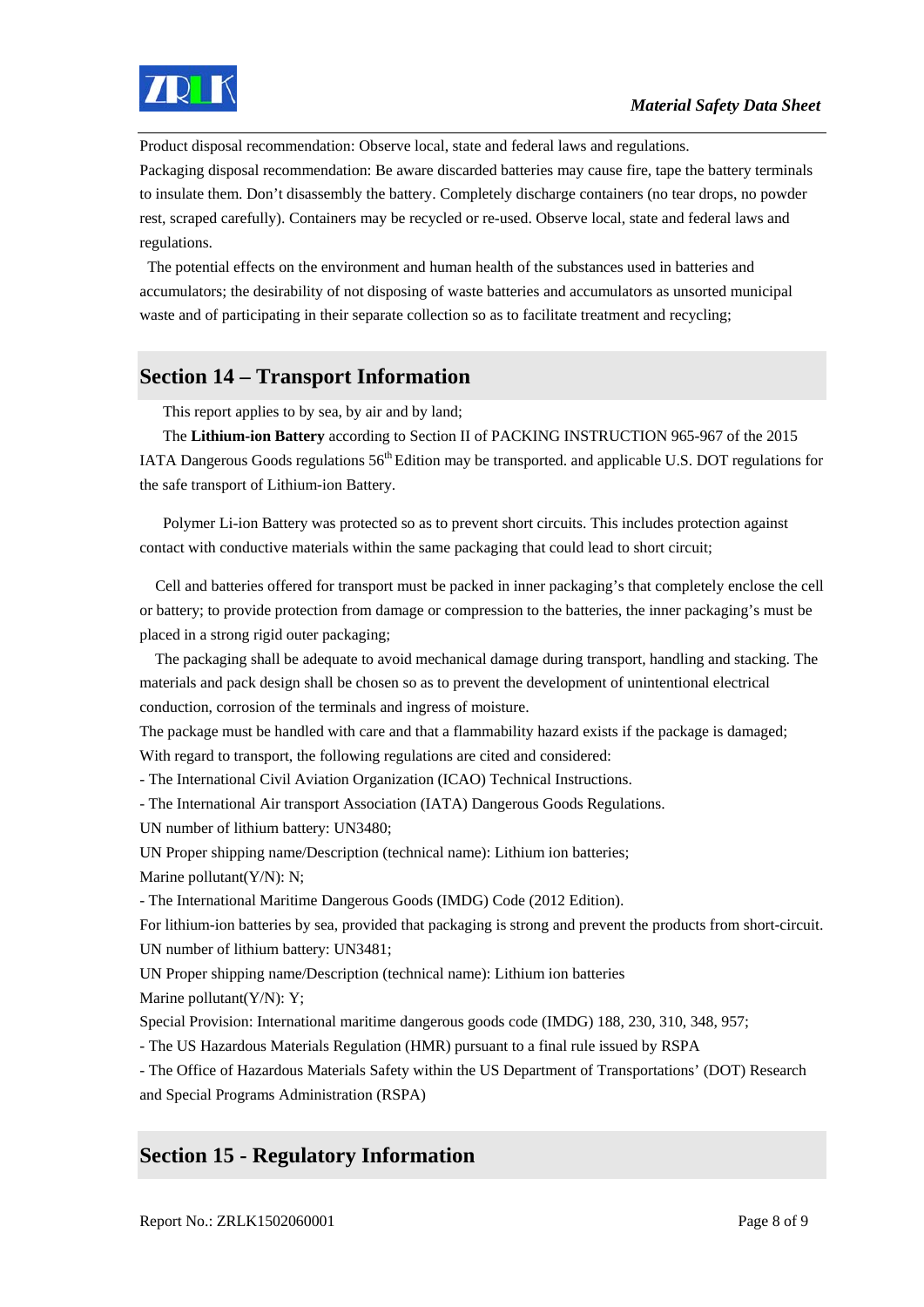Product disposal recommendation: Observe local, state and federal laws and regulations.

Packaging disposal recommendation: Be aware discarded batteries may cause fire, tape the battery terminals to insulate them. Don't disassembly the battery. Completely discharge containers (no tear drops, no powder rest, scraped carefully). Containers may be recycled or re-used. Observe local, state and federal laws and regulations.

The potential effects on the environment and human health of the substances used in batteries and accumulators; the desirability of not disposing of waste batteries and accumulators as unsorted municipal waste and of participating in their separate collection so as to facilitate treatment and recycling;

## Section 14 – Transport Information

This report applies to by sea, by air and by land;

The **Lithium-ion Battery** according to Section II of PACKING INSTRUCTION 965-967 of the 2015 IATA Dangerous Goods regulations 56th Edition may be transported. and applicable U.S. DOT regulations for the safe transport of Lithium-ion Battery.

Polymer Li-ion Battery was protected so as to prevent short circuits. This includes protection against contact with conductive materials within the same packaging that could lead to short circuit;

Cell and batteries offered for transport must be packed in inner packaging's that completely enclose the cell or battery; to provide protection from damage or compression to the batteries, the inner packaging's must be placed in a strong rigid outer packaging;

The packaging shall be adequate to avoid mechanical damage during transport, handling and stacking. The materials and pack design shall be chosen so as to prevent the development of unintentional electrical conduction, corrosion of the terminals and ingress of moisture.

The package must be handled with care and that a flammability hazard exists if the package is damaged;

With regard to transport, the following regulations are cited and considered:

- The International Civil Aviation Organization (ICAO) Technical Instructions.
- The International Air transport Association (IATA) Dangerous Goods Regulations.

UN number of lithium battery: UN3480;

UN Proper shipping name/Description (technical name): Lithium ion batteries;

Marine pollutant(Y/N): N;

- The International Maritime Dangerous Goods (IMDG) Code (2012 Edition).

For lithium-ion batteries by sea, provided that packaging is strong and prevent the products from short-circuit.

UN number of lithium battery: UN3481;

UN Proper shipping name/Description (technical name): Lithium ion batteries

Marine pollutant(Y/N): Y;

Special Provision: International maritime dangerous goods code (IMDG) 188, 230, 310, 348, 957;

- The US Hazardous Materials Regulation (HMR) pursuant to a final rule issued by RSPA
- The Office of Hazardous Materials Safety within the US Department of Transportations' (DOT) Research and Special Programs Administration (RSPA)

## Section 15 - Regulatory Information

Report No.: ZRLK1502060001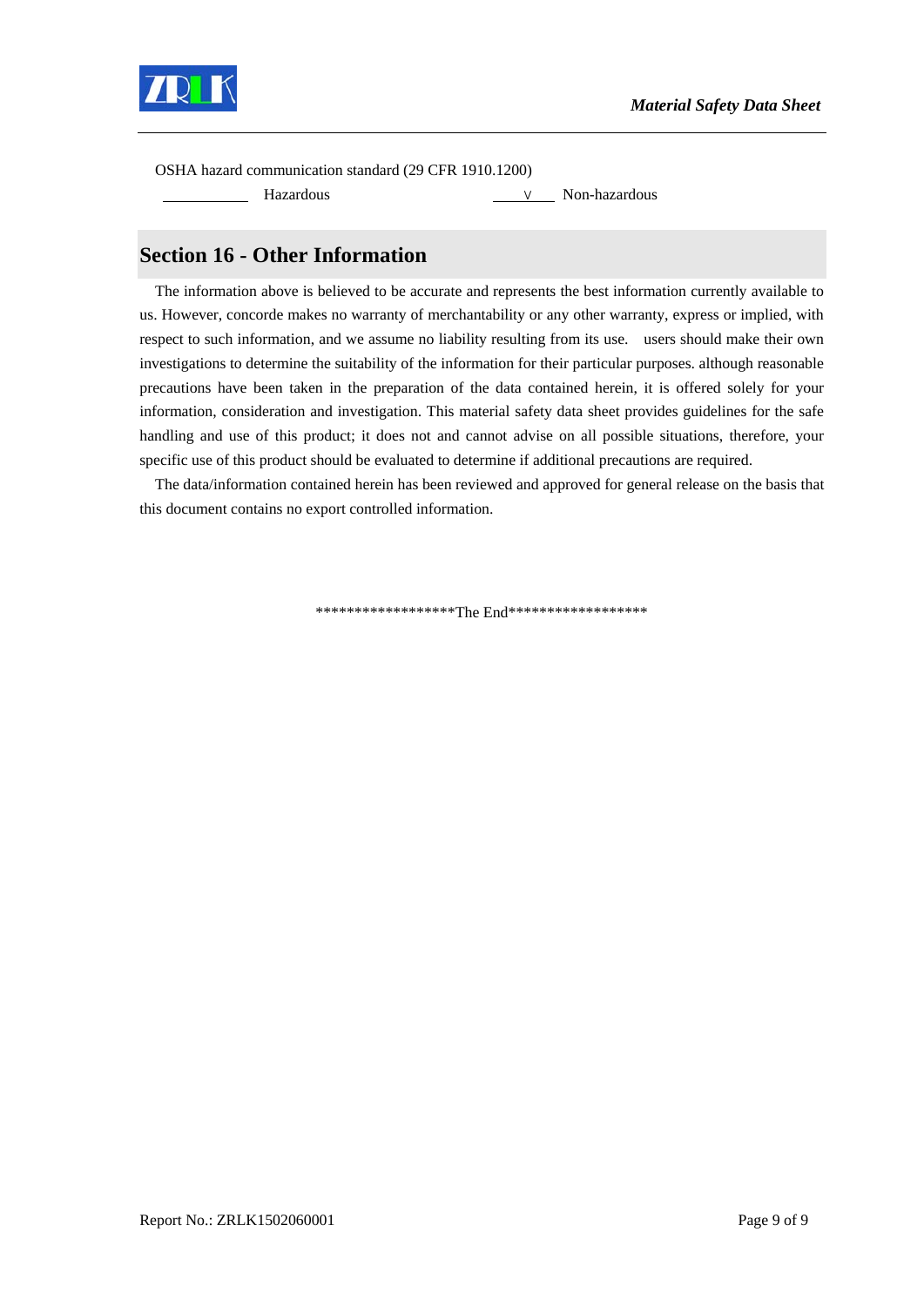OSHA hazard communication standard (29 CFR 1910.1200)

\_\_\_\_\_\_\_\_\_\_ Hazardous \_\_\_V\_\_\_ Non-hazardous

## Section 16 - Other Information

The information above is believed to be accurate and represents the best information currently available to us. However, concorde makes no warranty of merchantability or any other warranty, express or implied, with respect to such information, and we assume no liability resulting from its use. users should make their own investigations to determine the suitability of the information for their particular purposes. although reasonable precautions have been taken in the preparation of the data contained herein, it is offered solely for your information, consideration and investigation. This material safety data sheet provides guidelines for the safe handling and use of this product; it does not and cannot advise on all possible situations, therefore, your specific use of this product should be evaluated to determine if additional precautions are required.

The data/information contained herein has been reviewed and approved for general release on the basis that this document contains no export controlled information.

******************The End******************